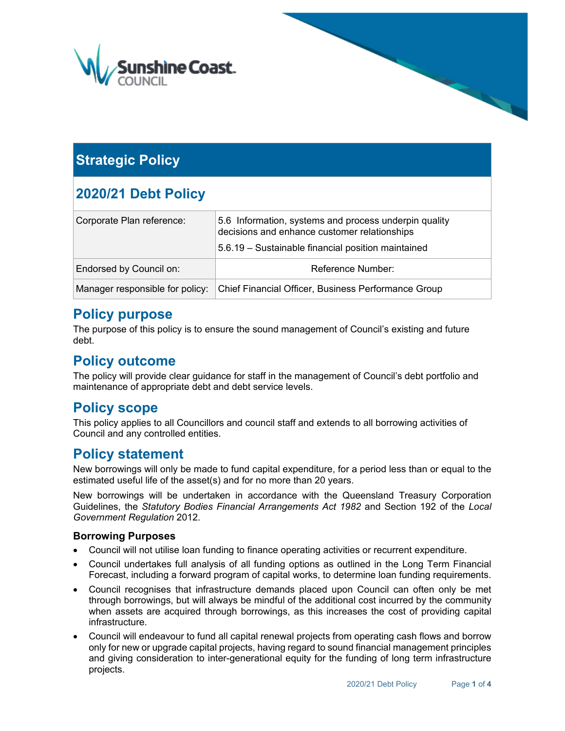# Strategic Policy

## 2020/21 Debt Policy

| Corporate Plan reference: | 5.6 Information, systems and process underpin quality decisions and enhance customer relationships<br>5.6.19 – Sustainable financial position maintained |
|---|---|
| Endorsed by Council on: | Reference Number: |
| Manager responsible for policy: | Chief Financial Officer, Business Performance Group |

## Policy purpose

The purpose of this policy is to ensure the sound management of Council's existing and future debt.

## Policy outcome

The policy will provide clear guidance for staff in the management of Council's debt portfolio and maintenance of appropriate debt and debt service levels.

## Policy scope

This policy applies to all Councillors and council staff and extends to all borrowing activities of Council and any controlled entities.

## Policy statement

New borrowings will only be made to fund capital expenditure, for a period less than or equal to the estimated useful life of the asset(s) and for no more than 20 years.

New borrowings will be undertaken in accordance with the Queensland Treasury Corporation Guidelines, the *Statutory Bodies Financial Arrangements Act 1982* and Section 192 of the *Local Government Regulation* 2012.

### Borrowing Purposes

- Council will not utilise loan funding to finance operating activities or recurrent expenditure.
- Council undertakes full analysis of all funding options as outlined in the Long Term Financial Forecast, including a forward program of capital works, to determine loan funding requirements.
- Council recognises that infrastructure demands placed upon Council can often only be met through borrowings, but will always be mindful of the additional cost incurred by the community when assets are acquired through borrowings, as this increases the cost of providing capital infrastructure.
- Council will endeavour to fund all capital renewal projects from operating cash flows and borrow only for new or upgrade capital projects, having regard to sound financial management principles and giving consideration to inter-generational equity for the funding of long term infrastructure projects.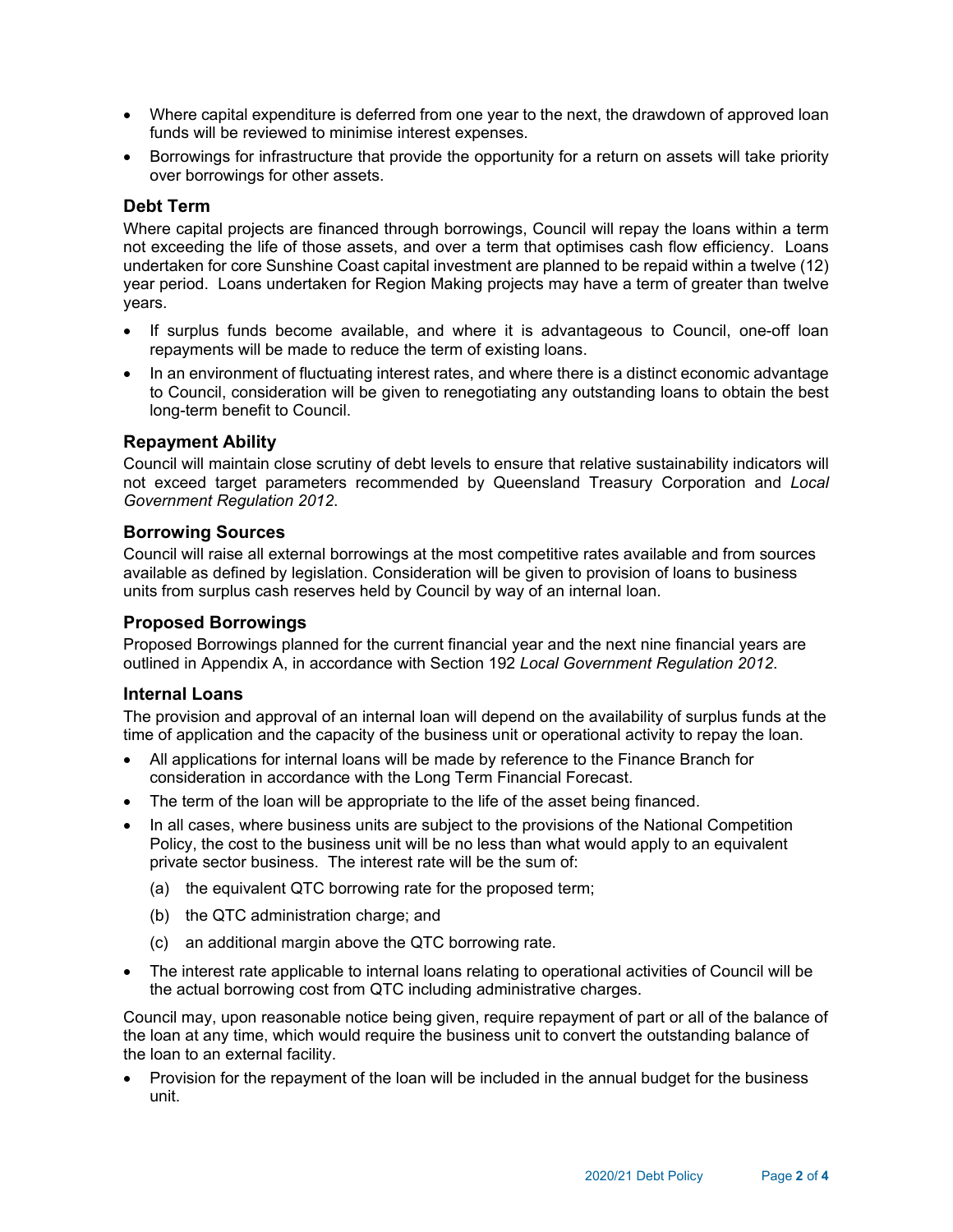- Where capital expenditure is deferred from one year to the next, the drawdown of approved loan funds will be reviewed to minimise interest expenses.
- Borrowings for infrastructure that provide the opportunity for a return on assets will take priority over borrowings for other assets.

### Debt Term

Where capital projects are financed through borrowings, Council will repay the loans within a term not exceeding the life of those assets, and over a term that optimises cash flow efficiency. Loans undertaken for core Sunshine Coast capital investment are planned to be repaid within a twelve (12) year period. Loans undertaken for Region Making projects may have a term of greater than twelve years.

- If surplus funds become available, and where it is advantageous to Council, one-off loan repayments will be made to reduce the term of existing loans.
- In an environment of fluctuating interest rates, and where there is a distinct economic advantage to Council, consideration will be given to renegotiating any outstanding loans to obtain the best long-term benefit to Council.

### Repayment Ability

Council will maintain close scrutiny of debt levels to ensure that relative sustainability indicators will not exceed target parameters recommended by Queensland Treasury Corporation and *Local Government Regulation 2012*.

### Borrowing Sources

Council will raise all external borrowings at the most competitive rates available and from sources available as defined by legislation. Consideration will be given to provision of loans to business units from surplus cash reserves held by Council by way of an internal loan.

### Proposed Borrowings

Proposed Borrowings planned for the current financial year and the next nine financial years are outlined in Appendix A, in accordance with Section 192 *Local Government Regulation 2012*.

### Internal Loans

The provision and approval of an internal loan will depend on the availability of surplus funds at the time of application and the capacity of the business unit or operational activity to repay the loan.

- All applications for internal loans will be made by reference to the Finance Branch for consideration in accordance with the Long Term Financial Forecast.
- The term of the loan will be appropriate to the life of the asset being financed.
- In all cases, where business units are subject to the provisions of the National Competition Policy, the cost to the business unit will be no less than what would apply to an equivalent private sector business. The interest rate will be the sum of:
  - (a) the equivalent QTC borrowing rate for the proposed term;
  - (b) the QTC administration charge; and
  - (c) an additional margin above the QTC borrowing rate.
- The interest rate applicable to internal loans relating to operational activities of Council will be the actual borrowing cost from QTC including administrative charges.

Council may, upon reasonable notice being given, require repayment of part or all of the balance of the loan at any time, which would require the business unit to convert the outstanding balance of the loan to an external facility.

- Provision for the repayment of the loan will be included in the annual budget for the business unit.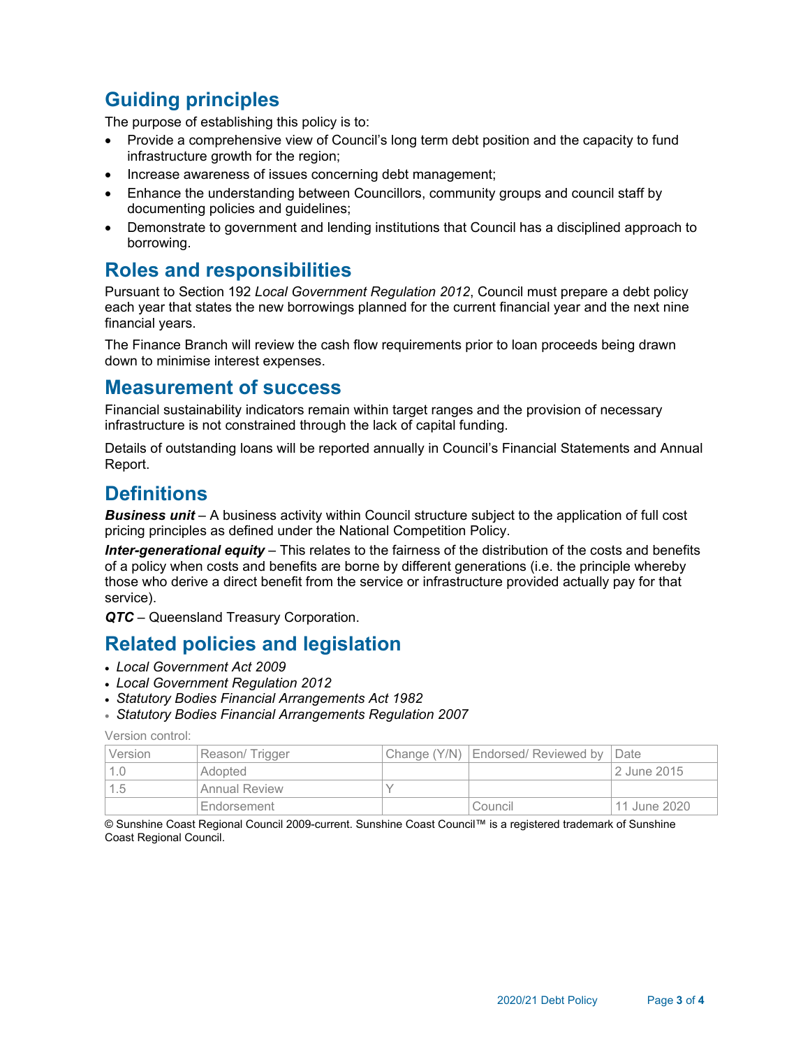## Guiding principles

The purpose of establishing this policy is to:

- Provide a comprehensive view of Council's long term debt position and the capacity to fund infrastructure growth for the region;
- Increase awareness of issues concerning debt management;
- Enhance the understanding between Councillors, community groups and council staff by documenting policies and guidelines;
- Demonstrate to government and lending institutions that Council has a disciplined approach to borrowing.

## Roles and responsibilities

Pursuant to Section 192 *Local Government Regulation 2012*, Council must prepare a debt policy each year that states the new borrowings planned for the current financial year and the next nine financial years.

The Finance Branch will review the cash flow requirements prior to loan proceeds being drawn down to minimise interest expenses.

## Measurement of success

Financial sustainability indicators remain within target ranges and the provision of necessary infrastructure is not constrained through the lack of capital funding.

Details of outstanding loans will be reported annually in Council's Financial Statements and Annual Report.

## Definitions

***Business unit*** – A business activity within Council structure subject to the application of full cost pricing principles as defined under the National Competition Policy.

***Inter-generational equity*** – This relates to the fairness of the distribution of the costs and benefits of a policy when costs and benefits are borne by different generations (i.e. the principle whereby those who derive a direct benefit from the service or infrastructure provided actually pay for that service).

***QTC*** – Queensland Treasury Corporation.

## Related policies and legislation

- *Local Government Act 2009*
- *Local Government Regulation 2012*
- *Statutory Bodies Financial Arrangements Act 1982*
- *Statutory Bodies Financial Arrangements Regulation 2007*

Version control:

| Version | Reason/ Trigger | Change (Y/N) | Endorsed/ Reviewed by | Date |
|---|---|---|---|---|
| 1.0 | Adopted | | | 2 June 2015 |
| 1.5 | Annual Review | Y | | |
| | Endorsement | | Council | 11 June 2020 |

© Sunshine Coast Regional Council 2009-current. Sunshine Coast Council™ is a registered trademark of Sunshine Coast Regional Council.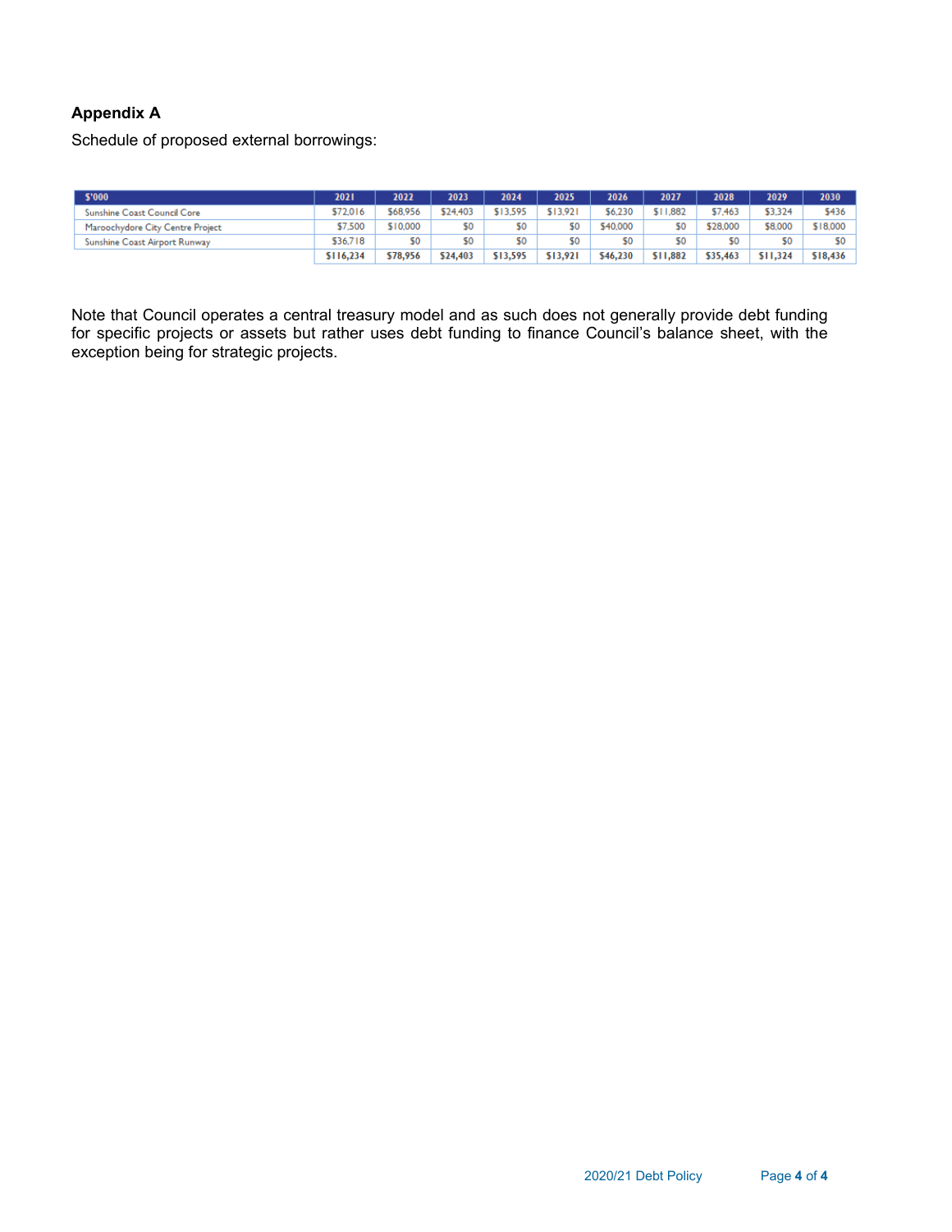**Appendix A**

Schedule of proposed external borrowings:

| $'000 | 2021 | 2022 | 2023 | 2024 | 2025 | 2026 | 2027 | 2028 | 2029 | 2030 |
|---|---|---|---|---|---|---|---|---|---|---|
| Sunshine Coast Council Core | $72,016 | $68,956 | $24,403 | $13,595 | $13,921 | $6,230 | $11,882 | $7,463 | $3,324 | $436 |
| Maroochydore City Centre Project | $7,500 | $10,000 | $0 | $0 | $0 | $40,000 | $0 | $28,000 | $8,000 | $18,000 |
| Sunshine Coast Airport Runway | $36,718 | $0 | $0 | $0 | $0 | $0 | $0 | $0 | $0 | $0 |
| | **$116,234** | **$78,956** | **$24,403** | **$13,595** | **$13,921** | **$46,230** | **$11,882** | **$35,463** | **$11,324** | **$18,436** |

Note that Council operates a central treasury model and as such does not generally provide debt funding for specific projects or assets but rather uses debt funding to finance Council's balance sheet, with the exception being for strategic projects.